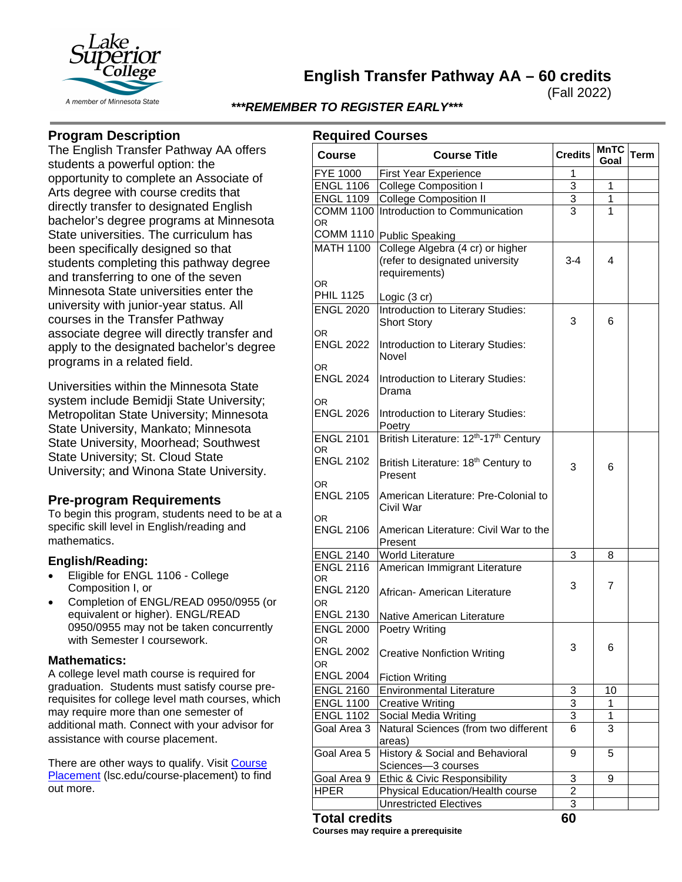Lake Superior College

A member of Minnesota State

# English Transfer Pathway AA – 60 credits

(Fall 2022)

***REMEMBER TO REGISTER EARLY***

## Program Description

The English Transfer Pathway AA offers students a powerful option: the opportunity to complete an Associate of Arts degree with course credits that directly transfer to designated English bachelor's degree programs at Minnesota State universities. The curriculum has been specifically designed so that students completing this pathway degree and transferring to one of the seven Minnesota State universities enter the university with junior-year status. All courses in the Transfer Pathway associate degree will directly transfer and apply to the designated bachelor's degree programs in a related field.

Universities within the Minnesota State system include Bemidji State University; Metropolitan State University; Minnesota State University, Mankato; Minnesota State University, Moorhead; Southwest State University; St. Cloud State University; and Winona State University.

## Pre-program Requirements

To begin this program, students need to be at a specific skill level in English/reading and mathematics.

### English/Reading:

- Eligible for ENGL 1106 - College Composition I, or
- Completion of ENGL/READ 0950/0955 (or equivalent or higher). ENGL/READ 0950/0955 may not be taken concurrently with Semester I coursework.

### Mathematics:

A college level math course is required for graduation. Students must satisfy course pre-requisites for college level math courses, which may require more than one semester of additional math. Connect with your advisor for assistance with course placement.

There are other ways to qualify. Visit [Course Placement](lsc.edu/course-placement) (lsc.edu/course-placement) to find out more.

## Required Courses

| Course | Course Title | Credits | MnTC Goal | Term |
|---|---|---|---|---|
| FYE 1000 | First Year Experience | 1 | | |
| ENGL 1106 | College Composition I | 3 | 1 | |
| ENGL 1109 | College Composition II | 3 | 1 | |
| COMM 1100 OR COMM 1110 | Introduction to Communication / Public Speaking | 3 | 1 | |
| MATH 1100 OR PHIL 1125 | College Algebra (4 cr) or higher (refer to designated university requirements) / Logic (3 cr) | 3-4 | 4 | |
| ENGL 2020 OR ENGL 2022 OR ENGL 2024 OR ENGL 2026 | Introduction to Literary Studies: Short Story / Introduction to Literary Studies: Novel / Introduction to Literary Studies: Drama / Introduction to Literary Studies: Poetry | 3 | 6 | |
| ENGL 2101 OR ENGL 2102 OR ENGL 2105 OR ENGL 2106 | British Literature: 12th-17th Century / British Literature: 18th Century to Present / American Literature: Pre-Colonial to Civil War / American Literature: Civil War to the Present | 3 | 6 | |
| ENGL 2140 | World Literature | 3 | 8 | |
| ENGL 2116 OR ENGL 2120 OR ENGL 2130 | American Immigrant Literature / African- American Literature / Native American Literature | 3 | 7 | |
| ENGL 2000 OR ENGL 2002 OR ENGL 2004 | Poetry Writing / Creative Nonfiction Writing / Fiction Writing | 3 | 6 | |
| ENGL 2160 | Environmental Literature | 3 | 10 | |
| ENGL 1100 | Creative Writing | 3 | 1 | |
| ENGL 1102 | Social Media Writing | 3 | 1 | |
| Goal Area 3 | Natural Sciences (from two different areas) | 6 | 3 | |
| Goal Area 5 | History & Social and Behavioral Sciences—3 courses | 9 | 5 | |
| Goal Area 9 | Ethic & Civic Responsibility | 3 | 9 | |
| HPER | Physical Education/Health course | 2 | | |
| | Unrestricted Electives | 3 | | |

**Total credits** **60**

**Courses may require a prerequisite**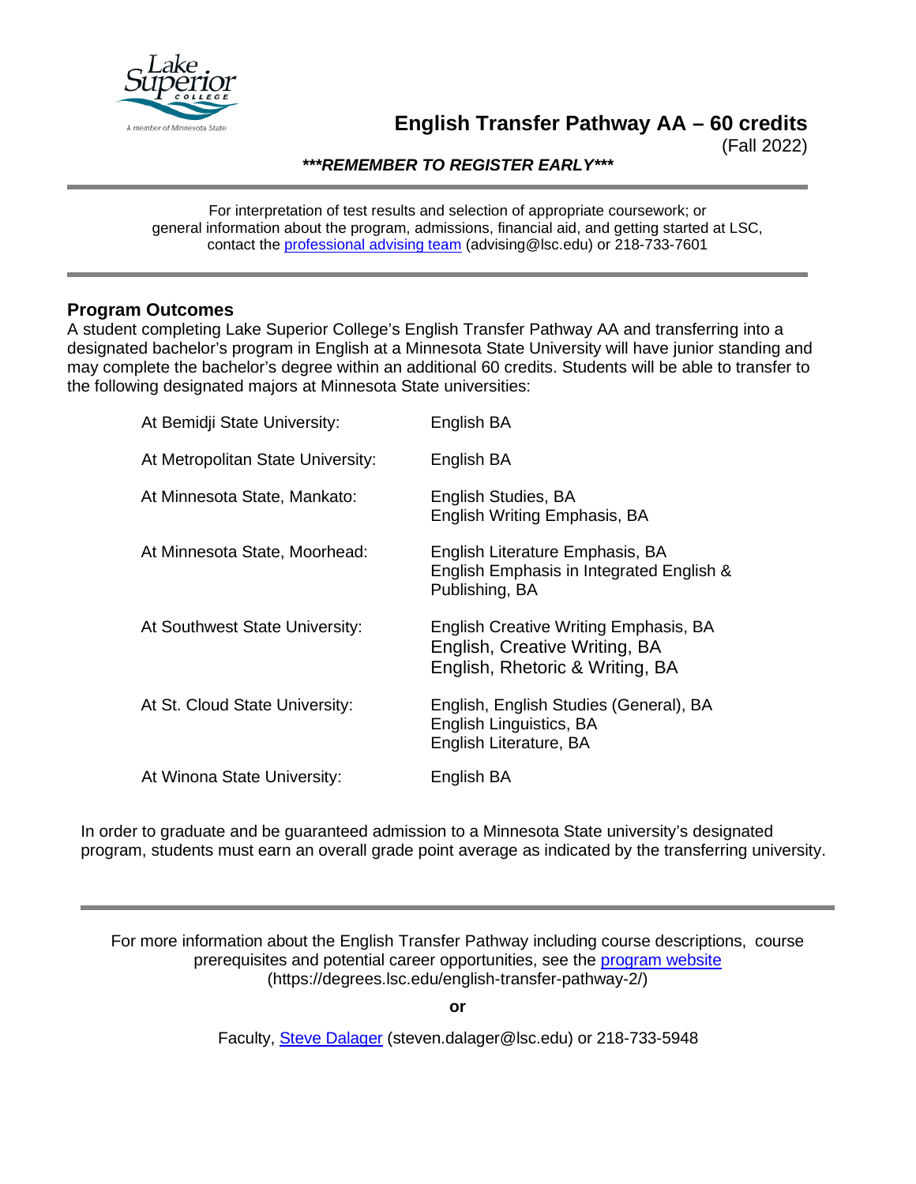# English Transfer Pathway AA – 60 credits

(Fall 2022)

***\*\*\*REMEMBER TO REGISTER EARLY\*\*\****

For interpretation of test results and selection of appropriate coursework; or general information about the program, admissions, financial aid, and getting started at LSC, contact the professional advising team (advising@lsc.edu) or 218-733-7601

## Program Outcomes

A student completing Lake Superior College's English Transfer Pathway AA and transferring into a designated bachelor's program in English at a Minnesota State University will have junior standing and may complete the bachelor's degree within an additional 60 credits. Students will be able to transfer to the following designated majors at Minnesota State universities:

| | |
|---|---|
| At Bemidji State University: | English BA |
| At Metropolitan State University: | English BA |
| At Minnesota State, Mankato: | English Studies, BA<br>English Writing Emphasis, BA |
| At Minnesota State, Moorhead: | English Literature Emphasis, BA<br>English Emphasis in Integrated English & Publishing, BA |
| At Southwest State University: | English Creative Writing Emphasis, BA<br>English, Creative Writing, BA<br>English, Rhetoric & Writing, BA |
| At St. Cloud State University: | English, English Studies (General), BA<br>English Linguistics, BA<br>English Literature, BA |
| At Winona State University: | English BA |

In order to graduate and be guaranteed admission to a Minnesota State university's designated program, students must earn an overall grade point average as indicated by the transferring university.

For more information about the English Transfer Pathway including course descriptions, course prerequisites and potential career opportunities, see the program website (https://degrees.lsc.edu/english-transfer-pathway-2/)

**or**

Faculty, Steve Dalager (steven.dalager@lsc.edu) or 218-733-5948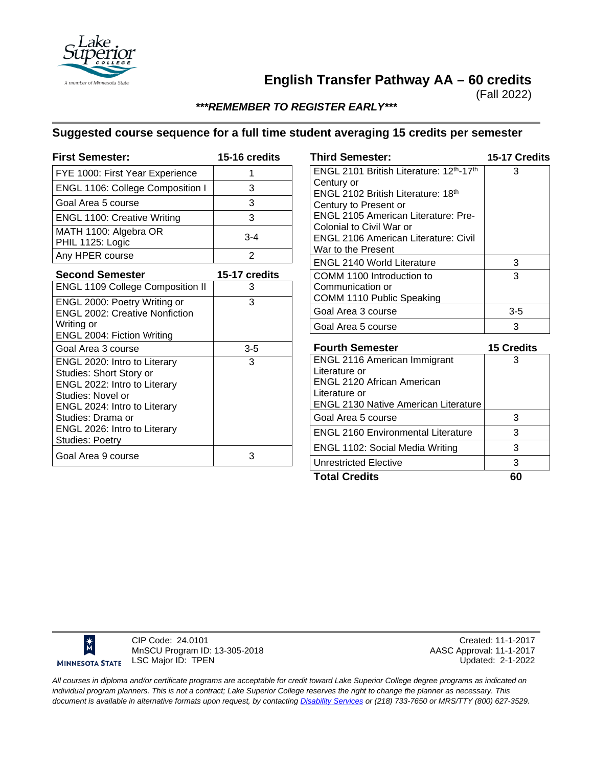# English Transfer Pathway AA – 60 credits

(Fall 2022)

***REMEMBER TO REGISTER EARLY***

## Suggested course sequence for a full time student averaging 15 credits per semester

| First Semester: | 15-16 credits |
|---|---|
| FYE 1000: First Year Experience | 1 |
| ENGL 1106: College Composition I | 3 |
| Goal Area 5 course | 3 |
| ENGL 1100: Creative Writing | 3 |
| MATH 1100: Algebra OR PHIL 1125: Logic | 3-4 |
| Any HPER course | 2 |

| Second Semester | 15-17 credits |
|---|---|
| ENGL 1109 College Composition II | 3 |
| ENGL 2000: Poetry Writing or ENGL 2002: Creative Nonfiction Writing or ENGL 2004: Fiction Writing | 3 |
| Goal Area 3 course | 3-5 |
| ENGL 2020: Intro to Literary Studies: Short Story or ENGL 2022: Intro to Literary Studies: Novel or ENGL 2024: Intro to Literary Studies: Drama or ENGL 2026: Intro to Literary Studies: Poetry | 3 |
| Goal Area 9 course | 3 |

| Third Semester: | 15-17 Credits |
|---|---|
| ENGL 2101 British Literature: 12th-17th Century or ENGL 2102 British Literature: 18th Century to Present or ENGL 2105 American Literature: Pre-Colonial to Civil War or ENGL 2106 American Literature: Civil War to the Present | 3 |
| ENGL 2140 World Literature | 3 |
| COMM 1100 Introduction to Communication or COMM 1110 Public Speaking | 3 |
| Goal Area 3 course | 3-5 |
| Goal Area 5 course | 3 |

| Fourth Semester | 15 Credits |
|---|---|
| ENGL 2116 American Immigrant Literature or ENGL 2120 African American Literature or ENGL 2130 Native American Literature | 3 |
| Goal Area 5 course | 3 |
| ENGL 2160 Environmental Literature | 3 |
| ENGL 1102: Social Media Writing | 3 |
| Unrestricted Elective | 3 |
| **Total Credits** | **60** |

CIP Code: 24.0101
MnSCU Program ID: 13-305-2018
LSC Major ID: TPEN

Created: 11-1-2017
AASC Approval: 11-1-2017
Updated: 2-1-2022

*All courses in diploma and/or certificate programs are acceptable for credit toward Lake Superior College degree programs as indicated on individual program planners. This is not a contract; Lake Superior College reserves the right to change the planner as necessary. This document is available in alternative formats upon request, by contacting Disability Services or (218) 733-7650 or MRS/TTY (800) 627-3529.*